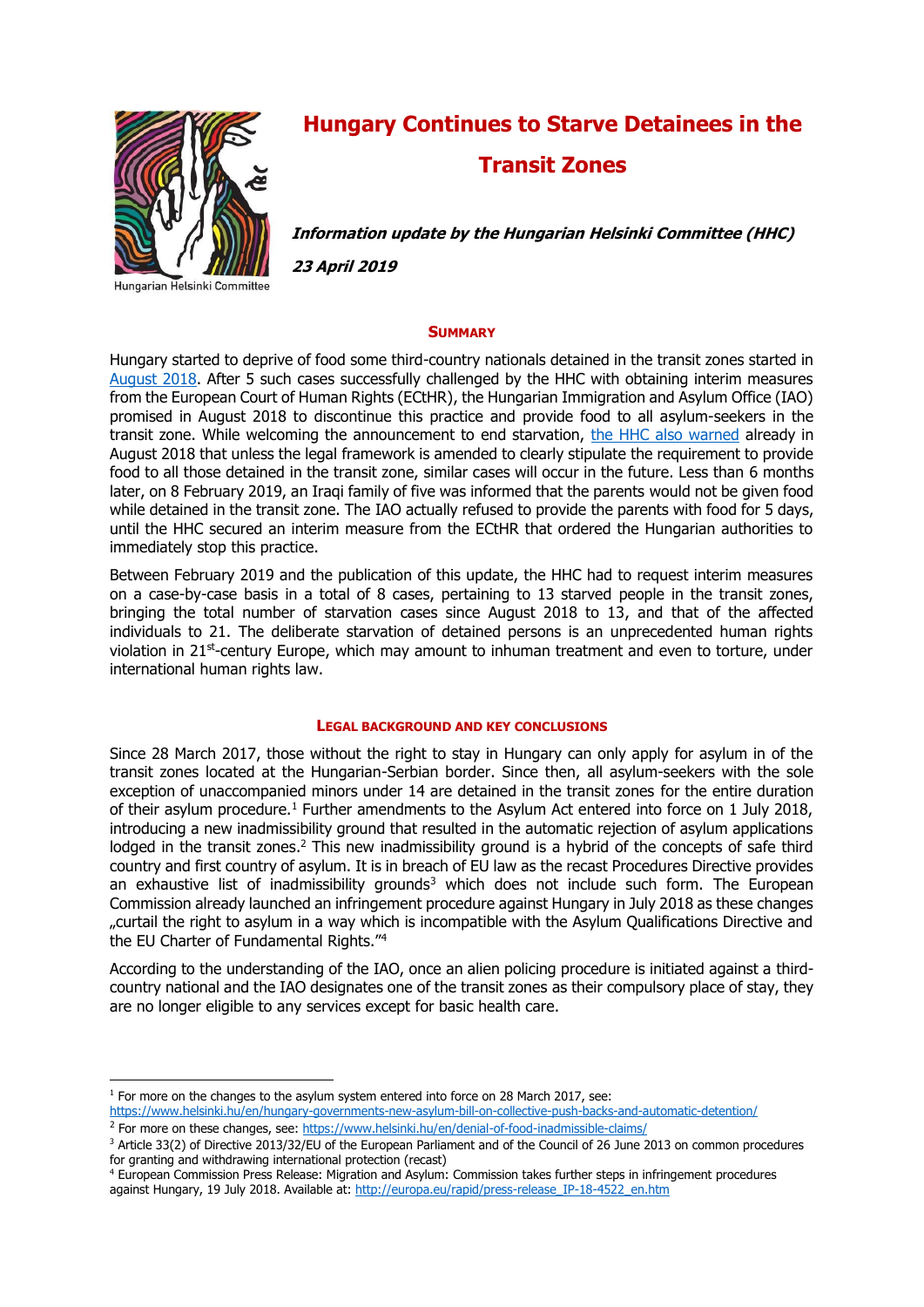# Hungary Continues to Starve Detainees in the Transit Zones

***Information update by the Hungarian Helsinki Committee (HHC)***

***23 April 2019***

Hungarian Helsinki Committee

## SUMMARY

Hungary started to deprive of food some third-country nationals detained in the transit zones started in August 2018. After 5 such cases successfully challenged by the HHC with obtaining interim measures from the European Court of Human Rights (ECtHR), the Hungarian Immigration and Asylum Office (IAO) promised in August 2018 to discontinue this practice and provide food to all asylum-seekers in the transit zone. While welcoming the announcement to end starvation, the HHC also warned already in August 2018 that unless the legal framework is amended to clearly stipulate the requirement to provide food to all those detained in the transit zone, similar cases will occur in the future. Less than 6 months later, on 8 February 2019, an Iraqi family of five was informed that the parents would not be given food while detained in the transit zone. The IAO actually refused to provide the parents with food for 5 days, until the HHC secured an interim measure from the ECtHR that ordered the Hungarian authorities to immediately stop this practice.

Between February 2019 and the publication of this update, the HHC had to request interim measures on a case-by-case basis in a total of 8 cases, pertaining to 13 starved people in the transit zones, bringing the total number of starvation cases since August 2018 to 13, and that of the affected individuals to 21. The deliberate starvation of detained persons is an unprecedented human rights violation in 21st-century Europe, which may amount to inhuman treatment and even to torture, under international human rights law.

## LEGAL BACKGROUND AND KEY CONCLUSIONS

Since 28 March 2017, those without the right to stay in Hungary can only apply for asylum in of the transit zones located at the Hungarian-Serbian border. Since then, all asylum-seekers with the sole exception of unaccompanied minors under 14 are detained in the transit zones for the entire duration of their asylum procedure.[1] Further amendments to the Asylum Act entered into force on 1 July 2018, introducing a new inadmissibility ground that resulted in the automatic rejection of asylum applications lodged in the transit zones.[2] This new inadmissibility ground is a hybrid of the concepts of safe third country and first country of asylum. It is in breach of EU law as the recast Procedures Directive provides an exhaustive list of inadmissibility grounds[3] which does not include such form. The European Commission already launched an infringement procedure against Hungary in July 2018 as these changes „curtail the right to asylum in a way which is incompatible with the Asylum Qualifications Directive and the EU Charter of Fundamental Rights."[4]

According to the understanding of the IAO, once an alien policing procedure is initiated against a third-country national and the IAO designates one of the transit zones as their compulsory place of stay, they are no longer eligible to any services except for basic health care.

---

[1] For more on the changes to the asylum system entered into force on 28 March 2017, see: https://www.helsinki.hu/en/hungary-governments-new-asylum-bill-on-collective-push-backs-and-automatic-detention/

[2] For more on these changes, see: https://www.helsinki.hu/en/denial-of-food-inadmissible-claims/

[3] Article 33(2) of Directive 2013/32/EU of the European Parliament and of the Council of 26 June 2013 on common procedures for granting and withdrawing international protection (recast)

[4] European Commission Press Release: Migration and Asylum: Commission takes further steps in infringement procedures against Hungary, 19 July 2018. Available at: http://europa.eu/rapid/press-release_IP-18-4522_en.htm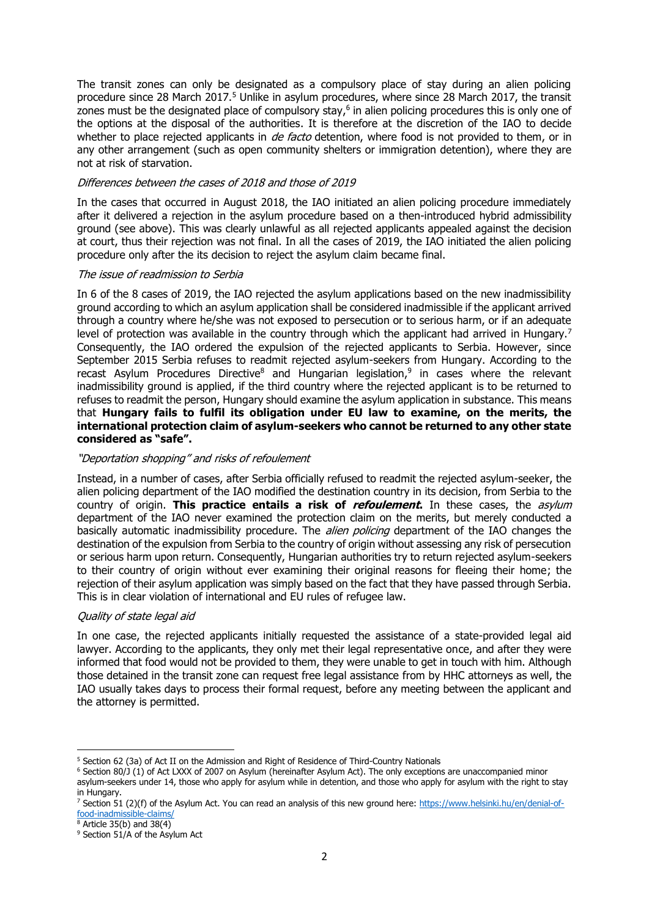The transit zones can only be designated as a compulsory place of stay during an alien policing procedure since 28 March 2017.[5] Unlike in asylum procedures, where since 28 March 2017, the transit zones must be the designated place of compulsory stay,[6] in alien policing procedures this is only one of the options at the disposal of the authorities. It is therefore at the discretion of the IAO to decide whether to place rejected applicants in *de facto* detention, where food is not provided to them, or in any other arrangement (such as open community shelters or immigration detention), where they are not at risk of starvation.

*Differences between the cases of 2018 and those of 2019*

In the cases that occurred in August 2018, the IAO initiated an alien policing procedure immediately after it delivered a rejection in the asylum procedure based on a then-introduced hybrid admissibility ground (see above). This was clearly unlawful as all rejected applicants appealed against the decision at court, thus their rejection was not final. In all the cases of 2019, the IAO initiated the alien policing procedure only after the its decision to reject the asylum claim became final.

*The issue of readmission to Serbia*

In 6 of the 8 cases of 2019, the IAO rejected the asylum applications based on the new inadmissibility ground according to which an asylum application shall be considered inadmissible if the applicant arrived through a country where he/she was not exposed to persecution or to serious harm, or if an adequate level of protection was available in the country through which the applicant had arrived in Hungary.[7] Consequently, the IAO ordered the expulsion of the rejected applicants to Serbia. However, since September 2015 Serbia refuses to readmit rejected asylum-seekers from Hungary. According to the recast Asylum Procedures Directive[8] and Hungarian legislation,[9] in cases where the relevant inadmissibility ground is applied, if the third country where the rejected applicant is to be returned to refuses to readmit the person, Hungary should examine the asylum application in substance. This means that **Hungary fails to fulfil its obligation under EU law to examine, on the merits, the international protection claim of asylum-seekers who cannot be returned to any other state considered as "safe".**

*"Deportation shopping" and risks of refoulement*

Instead, in a number of cases, after Serbia officially refused to readmit the rejected asylum-seeker, the alien policing department of the IAO modified the destination country in its decision, from Serbia to the country of origin. **This practice entails a risk of *refoulement*.** In these cases, the *asylum* department of the IAO never examined the protection claim on the merits, but merely conducted a basically automatic inadmissibility procedure. The *alien policing* department of the IAO changes the destination of the expulsion from Serbia to the country of origin without assessing any risk of persecution or serious harm upon return. Consequently, Hungarian authorities try to return rejected asylum-seekers to their country of origin without ever examining their original reasons for fleeing their home; the rejection of their asylum application was simply based on the fact that they have passed through Serbia. This is in clear violation of international and EU rules of refugee law.

*Quality of state legal aid*

In one case, the rejected applicants initially requested the assistance of a state-provided legal aid lawyer. According to the applicants, they only met their legal representative once, and after they were informed that food would not be provided to them, they were unable to get in touch with him. Although those detained in the transit zone can request free legal assistance from by HHC attorneys as well, the IAO usually takes days to process their formal request, before any meeting between the applicant and the attorney is permitted.

---

[5] Section 62 (3a) of Act II on the Admission and Right of Residence of Third-Country Nationals

[6] Section 80/J (1) of Act LXXX of 2007 on Asylum (hereinafter Asylum Act). The only exceptions are unaccompanied minor asylum-seekers under 14, those who apply for asylum while in detention, and those who apply for asylum with the right to stay in Hungary.

[7] Section 51 (2)(f) of the Asylum Act. You can read an analysis of this new ground here: https://www.helsinki.hu/en/denial-of-food-inadmissible-claims/

[8] Article 35(b) and 38(4)

[9] Section 51/A of the Asylum Act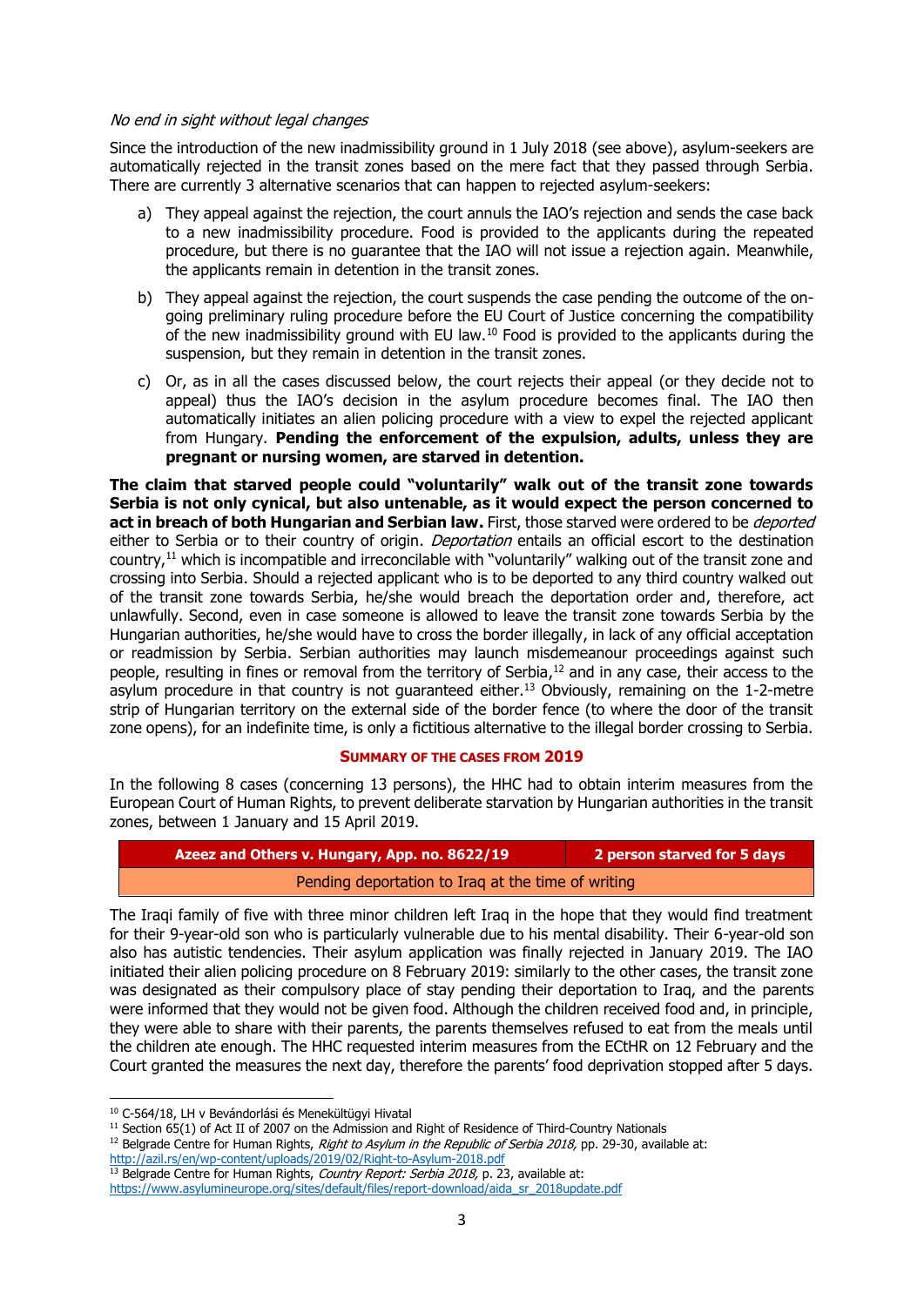*No end in sight without legal changes*

Since the introduction of the new inadmissibility ground in 1 July 2018 (see above), asylum-seekers are automatically rejected in the transit zones based on the mere fact that they passed through Serbia. There are currently 3 alternative scenarios that can happen to rejected asylum-seekers:

a) They appeal against the rejection, the court annuls the IAO's rejection and sends the case back to a new inadmissibility procedure. Food is provided to the applicants during the repeated procedure, but there is no guarantee that the IAO will not issue a rejection again. Meanwhile, the applicants remain in detention in the transit zones.

b) They appeal against the rejection, the court suspends the case pending the outcome of the on-going preliminary ruling procedure before the EU Court of Justice concerning the compatibility of the new inadmissibility ground with EU law.[10] Food is provided to the applicants during the suspension, but they remain in detention in the transit zones.

c) Or, as in all the cases discussed below, the court rejects their appeal (or they decide not to appeal) thus the IAO's decision in the asylum procedure becomes final. The IAO then automatically initiates an alien policing procedure with a view to expel the rejected applicant from Hungary. **Pending the enforcement of the expulsion, adults, unless they are pregnant or nursing women, are starved in detention.**

**The claim that starved people could "voluntarily" walk out of the transit zone towards Serbia is not only cynical, but also untenable, as it would expect the person concerned to act in breach of both Hungarian and Serbian law.** First, those starved were ordered to be *deported* either to Serbia or to their country of origin. *Deportation* entails an official escort to the destination country,[11] which is incompatible and irreconcilable with "voluntarily" walking out of the transit zone and crossing into Serbia. Should a rejected applicant who is to be deported to any third country walked out of the transit zone towards Serbia, he/she would breach the deportation order and, therefore, act unlawfully. Second, even in case someone is allowed to leave the transit zone towards Serbia by the Hungarian authorities, he/she would have to cross the border illegally, in lack of any official acceptation or readmission by Serbia. Serbian authorities may launch misdemeanour proceedings against such people, resulting in fines or removal from the territory of Serbia,[12] and in any case, their access to the asylum procedure in that country is not guaranteed either.[13] Obviously, remaining on the 1-2-metre strip of Hungarian territory on the external side of the border fence (to where the door of the transit zone opens), for an indefinite time, is only a fictitious alternative to the illegal border crossing to Serbia.

## SUMMARY OF THE CASES FROM 2019

In the following 8 cases (concerning 13 persons), the HHC had to obtain interim measures from the European Court of Human Rights, to prevent deliberate starvation by Hungarian authorities in the transit zones, between 1 January and 15 April 2019.

| **Azeez and Others v. Hungary, App. no. 8622/19** | **2 person starved for 5 days** |
|---|---|
| Pending deportation to Iraq at the time of writing | |

The Iraqi family of five with three minor children left Iraq in the hope that they would find treatment for their 9-year-old son who is particularly vulnerable due to his mental disability. Their 6-year-old son also has autistic tendencies. Their asylum application was finally rejected in January 2019. The IAO initiated their alien policing procedure on 8 February 2019: similarly to the other cases, the transit zone was designated as their compulsory place of stay pending their deportation to Iraq, and the parents were informed that they would not be given food. Although the children received food and, in principle, they were able to share with their parents, the parents themselves refused to eat from the meals until the children ate enough. The HHC requested interim measures from the ECtHR on 12 February and the Court granted the measures the next day, therefore the parents' food deprivation stopped after 5 days.

---

[10] C-564/18, LH v Bevándorlási és Menekültügyi Hivatal

[11] Section 65(1) of Act II of 2007 on the Admission and Right of Residence of Third-Country Nationals

[12] Belgrade Centre for Human Rights, *Right to Asylum in the Republic of Serbia 2018*, pp. 29-30, available at: http://azil.rs/en/wp-content/uploads/2019/02/Right-to-Asylum-2018.pdf

[13] Belgrade Centre for Human Rights, *Country Report: Serbia 2018*, p. 23, available at: https://www.asylumineurope.org/sites/default/files/report-download/aida_sr_2018update.pdf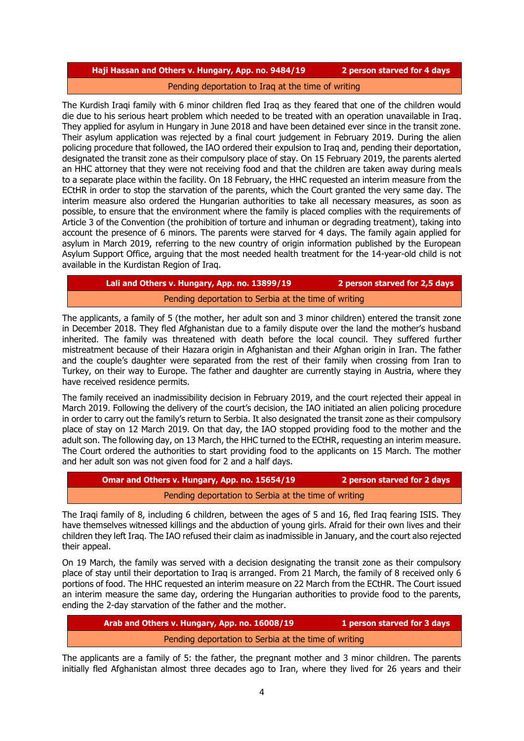| Haji Hassan and Others v. Hungary, App. no. 9484/19 | 2 person starved for 4 days |
| --- | --- |
| Pending deportation to Iraq at the time of writing | |

The Kurdish Iraqi family with 6 minor children fled Iraq as they feared that one of the children would die due to his serious heart problem which needed to be treated with an operation unavailable in Iraq. They applied for asylum in Hungary in June 2018 and have been detained ever since in the transit zone. Their asylum application was rejected by a final court judgement in February 2019. During the alien policing procedure that followed, the IAO ordered their expulsion to Iraq and, pending their deportation, designated the transit zone as their compulsory place of stay. On 15 February 2019, the parents alerted an HHC attorney that they were not receiving food and that the children are taken away during meals to a separate place within the facility. On 18 February, the HHC requested an interim measure from the ECtHR in order to stop the starvation of the parents, which the Court granted the very same day. The interim measure also ordered the Hungarian authorities to take all necessary measures, as soon as possible, to ensure that the environment where the family is placed complies with the requirements of Article 3 of the Convention (the prohibition of torture and inhuman or degrading treatment), taking into account the presence of 6 minors. The parents were starved for 4 days. The family again applied for asylum in March 2019, referring to the new country of origin information published by the European Asylum Support Office, arguing that the most needed health treatment for the 14-year-old child is not available in the Kurdistan Region of Iraq.

| Lali and Others v. Hungary, App. no. 13899/19 | 2 person starved for 2,5 days |
| --- | --- |
| Pending deportation to Serbia at the time of writing | |

The applicants, a family of 5 (the mother, her adult son and 3 minor children) entered the transit zone in December 2018. They fled Afghanistan due to a family dispute over the land the mother's husband inherited. The family was threatened with death before the local council. They suffered further mistreatment because of their Hazara origin in Afghanistan and their Afghan origin in Iran. The father and the couple's daughter were separated from the rest of their family when crossing from Iran to Turkey, on their way to Europe. The father and daughter are currently staying in Austria, where they have received residence permits.

The family received an inadmissibility decision in February 2019, and the court rejected their appeal in March 2019. Following the delivery of the court's decision, the IAO initiated an alien policing procedure in order to carry out the family's return to Serbia. It also designated the transit zone as their compulsory place of stay on 12 March 2019. On that day, the IAO stopped providing food to the mother and the adult son. The following day, on 13 March, the HHC turned to the ECtHR, requesting an interim measure. The Court ordered the authorities to start providing food to the applicants on 15 March. The mother and her adult son was not given food for 2 and a half days.

| Omar and Others v. Hungary, App. no. 15654/19 | 2 person starved for 2 days |
| --- | --- |
| Pending deportation to Serbia at the time of writing | |

The Iraqi family of 8, including 6 children, between the ages of 5 and 16, fled Iraq fearing ISIS. They have themselves witnessed killings and the abduction of young girls. Afraid for their own lives and their children they left Iraq. The IAO refused their claim as inadmissible in January, and the court also rejected their appeal.

On 19 March, the family was served with a decision designating the transit zone as their compulsory place of stay until their deportation to Iraq is arranged. From 21 March, the family of 8 received only 6 portions of food. The HHC requested an interim measure on 22 March from the ECtHR. The Court issued an interim measure the same day, ordering the Hungarian authorities to provide food to the parents, ending the 2-day starvation of the father and the mother.

| Arab and Others v. Hungary, App. no. 16008/19 | 1 person starved for 3 days |
| --- | --- |
| Pending deportation to Serbia at the time of writing | |

The applicants are a family of 5: the father, the pregnant mother and 3 minor children. The parents initially fled Afghanistan almost three decades ago to Iran, where they lived for 26 years and their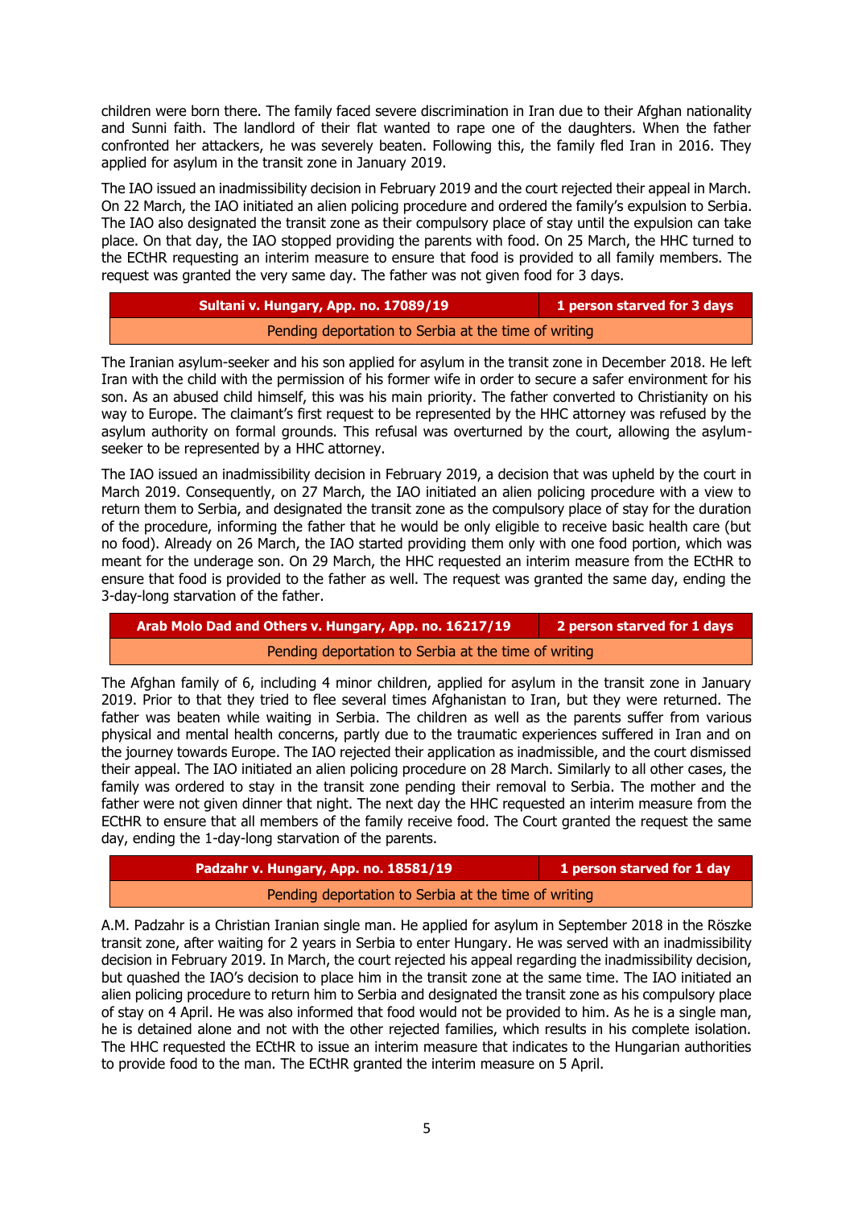children were born there. The family faced severe discrimination in Iran due to their Afghan nationality and Sunni faith. The landlord of their flat wanted to rape one of the daughters. When the father confronted her attackers, he was severely beaten. Following this, the family fled Iran in 2016. They applied for asylum in the transit zone in January 2019.

The IAO issued an inadmissibility decision in February 2019 and the court rejected their appeal in March. On 22 March, the IAO initiated an alien policing procedure and ordered the family's expulsion to Serbia. The IAO also designated the transit zone as their compulsory place of stay until the expulsion can take place. On that day, the IAO stopped providing the parents with food. On 25 March, the HHC turned to the ECtHR requesting an interim measure to ensure that food is provided to all family members. The request was granted the very same day. The father was not given food for 3 days.

| Sultani v. Hungary, App. no. 17089/19 | 1 person starved for 3 days |
| --- | --- |
| Pending deportation to Serbia at the time of writing | |

The Iranian asylum-seeker and his son applied for asylum in the transit zone in December 2018. He left Iran with the child with the permission of his former wife in order to secure a safer environment for his son. As an abused child himself, this was his main priority. The father converted to Christianity on his way to Europe. The claimant's first request to be represented by the HHC attorney was refused by the asylum authority on formal grounds. This refusal was overturned by the court, allowing the asylum-seeker to be represented by a HHC attorney.

The IAO issued an inadmissibility decision in February 2019, a decision that was upheld by the court in March 2019. Consequently, on 27 March, the IAO initiated an alien policing procedure with a view to return them to Serbia, and designated the transit zone as the compulsory place of stay for the duration of the procedure, informing the father that he would be only eligible to receive basic health care (but no food). Already on 26 March, the IAO started providing them only with one food portion, which was meant for the underage son. On 29 March, the HHC requested an interim measure from the ECtHR to ensure that food is provided to the father as well. The request was granted the same day, ending the 3-day-long starvation of the father.

| Arab Molo Dad and Others v. Hungary, App. no. 16217/19 | 2 person starved for 1 days |
| --- | --- |
| Pending deportation to Serbia at the time of writing | |

The Afghan family of 6, including 4 minor children, applied for asylum in the transit zone in January 2019. Prior to that they tried to flee several times Afghanistan to Iran, but they were returned. The father was beaten while waiting in Serbia. The children as well as the parents suffer from various physical and mental health concerns, partly due to the traumatic experiences suffered in Iran and on the journey towards Europe. The IAO rejected their application as inadmissible, and the court dismissed their appeal. The IAO initiated an alien policing procedure on 28 March. Similarly to all other cases, the family was ordered to stay in the transit zone pending their removal to Serbia. The mother and the father were not given dinner that night. The next day the HHC requested an interim measure from the ECtHR to ensure that all members of the family receive food. The Court granted the request the same day, ending the 1-day-long starvation of the parents.

| Padzahr v. Hungary, App. no. 18581/19 | 1 person starved for 1 day |
| --- | --- |
| Pending deportation to Serbia at the time of writing | |

A.M. Padzahr is a Christian Iranian single man. He applied for asylum in September 2018 in the Röszke transit zone, after waiting for 2 years in Serbia to enter Hungary. He was served with an inadmissibility decision in February 2019. In March, the court rejected his appeal regarding the inadmissibility decision, but quashed the IAO's decision to place him in the transit zone at the same time. The IAO initiated an alien policing procedure to return him to Serbia and designated the transit zone as his compulsory place of stay on 4 April. He was also informed that food would not be provided to him. As he is a single man, he is detained alone and not with the other rejected families, which results in his complete isolation. The HHC requested the ECtHR to issue an interim measure that indicates to the Hungarian authorities to provide food to the man. The ECtHR granted the interim measure on 5 April.